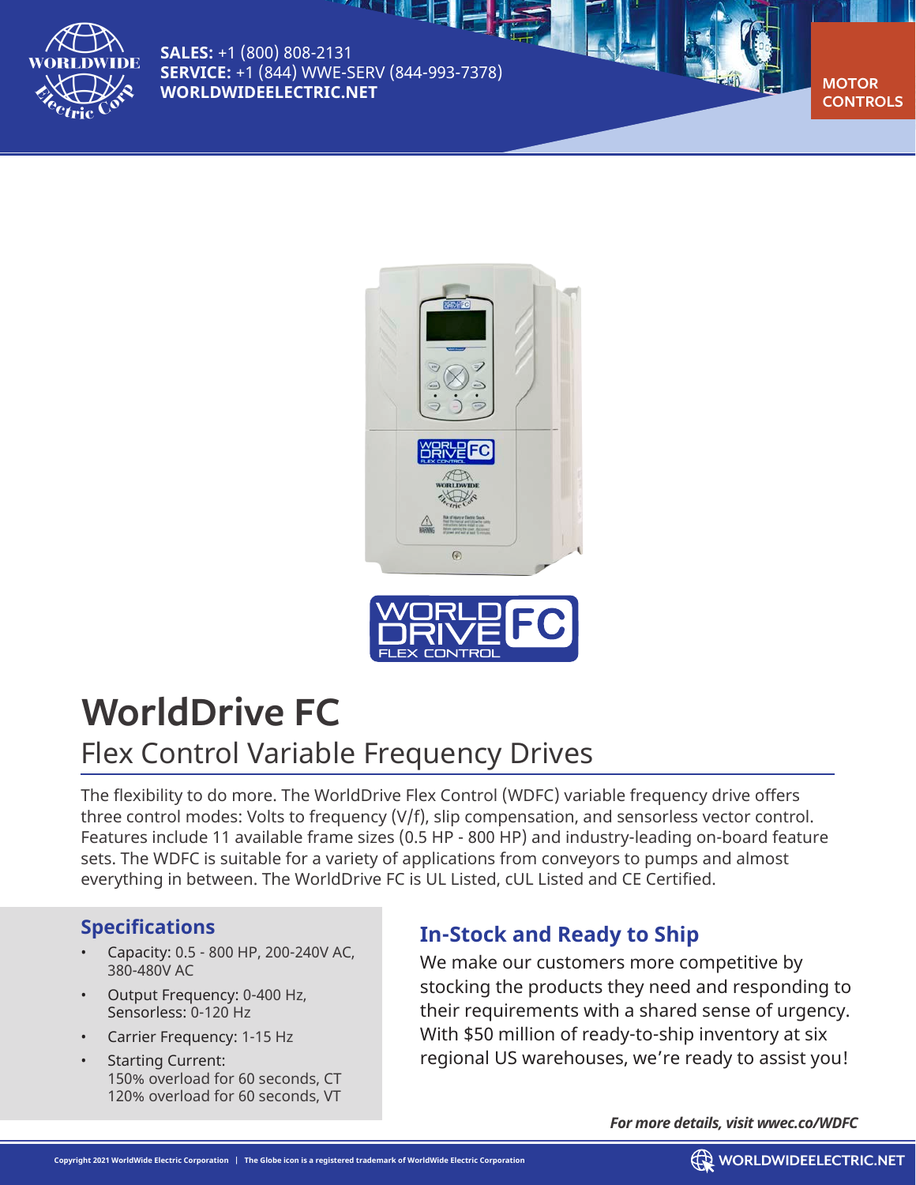**SALES:** +1 (800) 808-2131
**SERVICE:** +1 (844) WWE-SERV (844-993-7378)
**WORLDWIDEELECTRIC.NET**

MOTOR CONTROLS

# WorldDrive FC

## Flex Control Variable Frequency Drives

The flexibility to do more. The WorldDrive Flex Control (WDFC) variable frequency drive offers three control modes: Volts to frequency (V/f), slip compensation, and sensorless vector control. Features include 11 available frame sizes (0.5 HP - 800 HP) and industry-leading on-board feature sets. The WDFC is suitable for a variety of applications from conveyors to pumps and almost everything in between. The WorldDrive FC is UL Listed, cUL Listed and CE Certified.

### Specifications

- Capacity: 0.5 - 800 HP, 200-240V AC, 380-480V AC
- Output Frequency: 0-400 Hz, Sensorless: 0-120 Hz
- Carrier Frequency: 1-15 Hz
- Starting Current:
  150% overload for 60 seconds, CT
  120% overload for 60 seconds, VT

### In-Stock and Ready to Ship

We make our customers more competitive by stocking the products they need and responding to their requirements with a shared sense of urgency. With $50 million of ready-to-ship inventory at six regional US warehouses, we're ready to assist you!

***For more details, visit wwec.co/WDFC***

Copyright 2021 WorldWide Electric Corporation | The Globe icon is a registered trademark of WorldWide Electric Corporation

WORLDWIDEELECTRIC.NET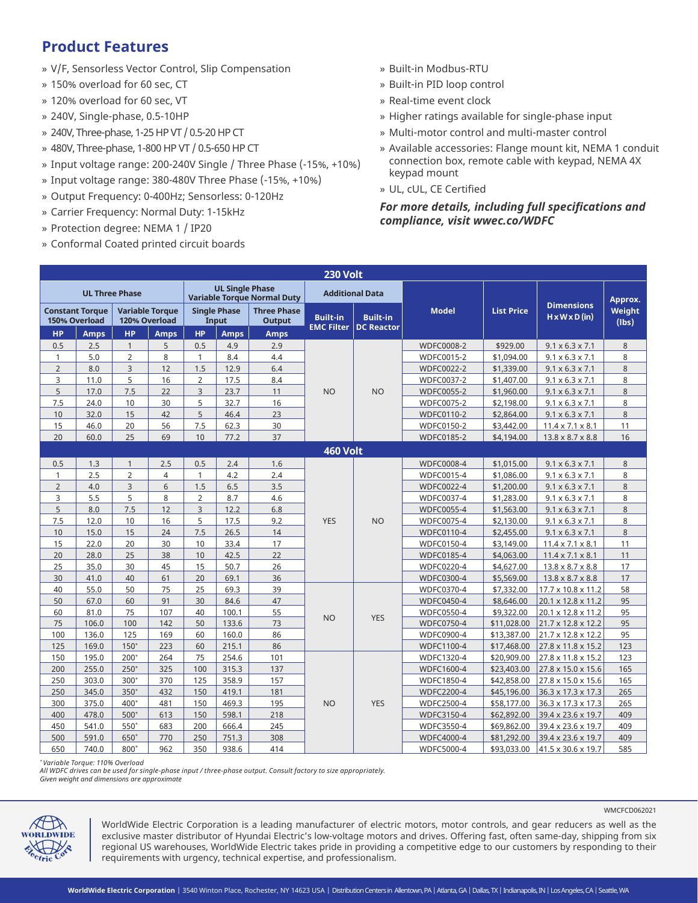## Product Features

- » V/F, Sensorless Vector Control, Slip Compensation
- » 150% overload for 60 sec, CT
- » 120% overload for 60 sec, VT
- » 240V, Single-phase, 0.5-10HP
- » 240V, Three-phase, 1-25 HP VT / 0.5-20 HP CT
- » 480V, Three-phase, 1-800 HP VT / 0.5-650 HP CT
- » Input voltage range: 200-240V Single / Three Phase (-15%, +10%)
- » Input voltage range: 380-480V Three Phase (-15%, +10%)
- » Output Frequency: 0-400Hz; Sensorless: 0-120Hz
- » Carrier Frequency: Normal Duty: 1-15kHz
- » Protection degree: NEMA 1 / IP20
- » Conformal Coated printed circuit boards
- » Built-in Modbus-RTU
- » Built-in PID loop control
- » Real-time event clock
- » Higher ratings available for single-phase input
- » Multi-motor control and multi-master control
- » Available accessories: Flange mount kit, NEMA 1 conduit connection box, remote cable with keypad, NEMA 4X keypad mount
- » UL, cUL, CE Certified

***For more details, including full specifications and compliance, visit wwec.co/WDFC***

| UL Three Phase | | | | UL Single Phase Variable Torque Normal Duty | | | Additional Data | | Model | List Price | Dimensions H x W x D (in) | Approx. Weight (lbs) |
|---|---|---|---|---|---|---|---|---|---|---|---|---|
| Constant Torque 150% Overload | | Variable Torque 120% Overload | | Single Phase Input | | Three Phase Output | Built-in EMC Filter | Built-in DC Reactor | | | | |
| HP | Amps | HP | Amps | HP | Amps | Amps | | | | | | |
| **230 Volt** | | | | | | | | | | | | |
| 0.5 | 2.5 | 1 | 5 | 0.5 | 4.9 | 2.9 | NO | NO | WDFC0008-2 | $929.00 | 9.1 x 6.3 x 7.1 | 8 |
| 1 | 5.0 | 2 | 8 | 1 | 8.4 | 4.4 | NO | NO | WDFC0015-2 | $1,094.00 | 9.1 x 6.3 x 7.1 | 8 |
| 2 | 8.0 | 3 | 12 | 1.5 | 12.9 | 6.4 | NO | NO | WDFC0022-2 | $1,339.00 | 9.1 x 6.3 x 7.1 | 8 |
| 3 | 11.0 | 5 | 16 | 2 | 17.5 | 8.4 | NO | NO | WDFC0037-2 | $1,407.00 | 9.1 x 6.3 x 7.1 | 8 |
| 5 | 17.0 | 7.5 | 22 | 3 | 23.7 | 11 | NO | NO | WDFC0055-2 | $1,960.00 | 9.1 x 6.3 x 7.1 | 8 |
| 7.5 | 24.0 | 10 | 30 | 5 | 32.7 | 16 | NO | NO | WDFC0075-2 | $2,198.00 | 9.1 x 6.3 x 7.1 | 8 |
| 10 | 32.0 | 15 | 42 | 5 | 46.4 | 23 | NO | NO | WDFC0110-2 | $2,864.00 | 9.1 x 6.3 x 7.1 | 8 |
| 15 | 46.0 | 20 | 56 | 7.5 | 62.3 | 30 | NO | NO | WDFC0150-2 | $3,442.00 | 11.4 x 7.1 x 8.1 | 11 |
| 20 | 60.0 | 25 | 69 | 10 | 77.2 | 37 | NO | NO | WDFC0185-2 | $4,194.00 | 13.8 x 8.7 x 8.8 | 16 |
| **460 Volt** | | | | | | | | | | | | |
| 0.5 | 1.3 | 1 | 2.5 | 0.5 | 2.4 | 1.6 | YES | NO | WDFC0008-4 | $1,015.00 | 9.1 x 6.3 x 7.1 | 8 |
| 1 | 2.5 | 2 | 4 | 1 | 4.2 | 2.4 | YES | NO | WDFC0015-4 | $1,086.00 | 9.1 x 6.3 x 7.1 | 8 |
| 2 | 4.0 | 3 | 6 | 1.5 | 6.5 | 3.5 | YES | NO | WDFC0022-4 | $1,200.00 | 9.1 x 6.3 x 7.1 | 8 |
| 3 | 5.5 | 5 | 8 | 2 | 8.7 | 4.6 | YES | NO | WDFC0037-4 | $1,283.00 | 9.1 x 6.3 x 7.1 | 8 |
| 5 | 8.0 | 7.5 | 12 | 3 | 12.2 | 6.8 | YES | NO | WDFC0055-4 | $1,563.00 | 9.1 x 6.3 x 7.1 | 8 |
| 7.5 | 12.0 | 10 | 16 | 5 | 17.5 | 9.2 | YES | NO | WDFC0075-4 | $2,130.00 | 9.1 x 6.3 x 7.1 | 8 |
| 10 | 15.0 | 15 | 24 | 7.5 | 26.5 | 14 | YES | NO | WDFC0110-4 | $2,455.00 | 9.1 x 6.3 x 7.1 | 8 |
| 15 | 22.0 | 20 | 30 | 10 | 33.4 | 17 | YES | NO | WDFC0150-4 | $3,149.00 | 11.4 x 7.1 x 8.1 | 11 |
| 20 | 28.0 | 25 | 38 | 10 | 42.5 | 22 | YES | NO | WDFC0185-4 | $4,063.00 | 11.4 x 7.1 x 8.1 | 11 |
| 25 | 35.0 | 30 | 45 | 15 | 50.7 | 26 | YES | NO | WDFC0220-4 | $4,627.00 | 13.8 x 8.7 x 8.8 | 17 |
| 30 | 41.0 | 40 | 61 | 20 | 69.1 | 36 | YES | NO | WDFC0300-4 | $5,569.00 | 13.8 x 8.7 x 8.8 | 17 |
| 40 | 55.0 | 50 | 75 | 25 | 69.3 | 39 | NO | YES | WDFC0370-4 | $7,332.00 | 17.7 x 10.8 x 11.2 | 58 |
| 50 | 67.0 | 60 | 91 | 30 | 84.6 | 47 | NO | YES | WDFC0450-4 | $8,646.00 | 20.1 x 12.8 x 11.2 | 95 |
| 60 | 81.0 | 75 | 107 | 40 | 100.1 | 55 | NO | YES | WDFC0550-4 | $9,322.00 | 20.1 x 12.8 x 11.2 | 95 |
| 75 | 106.0 | 100 | 142 | 50 | 133.6 | 73 | NO | YES | WDFC0750-4 | $11,028.00 | 21.7 x 12.8 x 12.2 | 95 |
| 100 | 136.0 | 125 | 169 | 60 | 160.0 | 86 | NO | YES | WDFC0900-4 | $13,387.00 | 21.7 x 12.8 x 12.2 | 95 |
| 125 | 169.0 | 150* | 223 | 60 | 215.1 | 86 | NO | YES | WDFC1100-4 | $17,468.00 | 27.8 x 11.8 x 15.2 | 123 |
| 150 | 195.0 | 200* | 264 | 75 | 254.6 | 101 | NO | YES | WDFC1320-4 | $20,909.00 | 27.8 x 11.8 x 15.2 | 123 |
| 200 | 255.0 | 250* | 325 | 100 | 315.3 | 137 | NO | YES | WDFC1600-4 | $23,403.00 | 27.8 x 15.0 x 15.6 | 165 |
| 250 | 303.0 | 300* | 370 | 125 | 358.9 | 157 | NO | YES | WDFC1850-4 | $42,858.00 | 27.8 x 15.0 x 15.6 | 165 |
| 250 | 345.0 | 350* | 432 | 150 | 419.1 | 181 | NO | YES | WDFC2200-4 | $45,196.00 | 36.3 x 17.3 x 17.3 | 265 |
| 300 | 375.0 | 400* | 481 | 150 | 469.3 | 195 | NO | YES | WDFC2500-4 | $58,177.00 | 36.3 x 17.3 x 17.3 | 265 |
| 400 | 478.0 | 500* | 613 | 150 | 598.1 | 218 | NO | YES | WDFC3150-4 | $62,892.00 | 39.4 x 23.6 x 19.7 | 409 |
| 450 | 541.0 | 550* | 683 | 200 | 666.4 | 245 | NO | YES | WDFC3550-4 | $69,862.00 | 39.4 x 23.6 x 19.7 | 409 |
| 500 | 591.0 | 650* | 770 | 250 | 751.3 | 308 | NO | YES | WDFC4000-4 | $81,292.00 | 39.4 x 23.6 x 19.7 | 409 |
| 650 | 740.0 | 800* | 962 | 350 | 938.6 | 414 | NO | YES | WDFC5000-4 | $93,033.00 | 41.5 x 30.6 x 19.7 | 585 |

*\* Variable Torque: 110% Overload*
*All WDFC drives can be used for single-phase input / three-phase output. Consult factory to size appropriately.*
*Given weight and dimensions are approximate*

WMCFCD062021

WorldWide Electric Corporation is a leading manufacturer of electric motors, motor controls, and gear reducers as well as the exclusive master distributor of Hyundai Electric's low-voltage motors and drives. Offering fast, often same-day, shipping from six regional US warehouses, WorldWide Electric takes pride in providing a competitive edge to our customers by responding to their requirements with urgency, technical expertise, and professionalism.

**WorldWide Electric Corporation** | 3540 Winton Place, Rochester, NY 14623 USA | Distribution Centers in Allentown, PA | Atlanta, GA | Dallas, TX | Indianapolis, IN | Los Angeles, CA | Seattle, WA